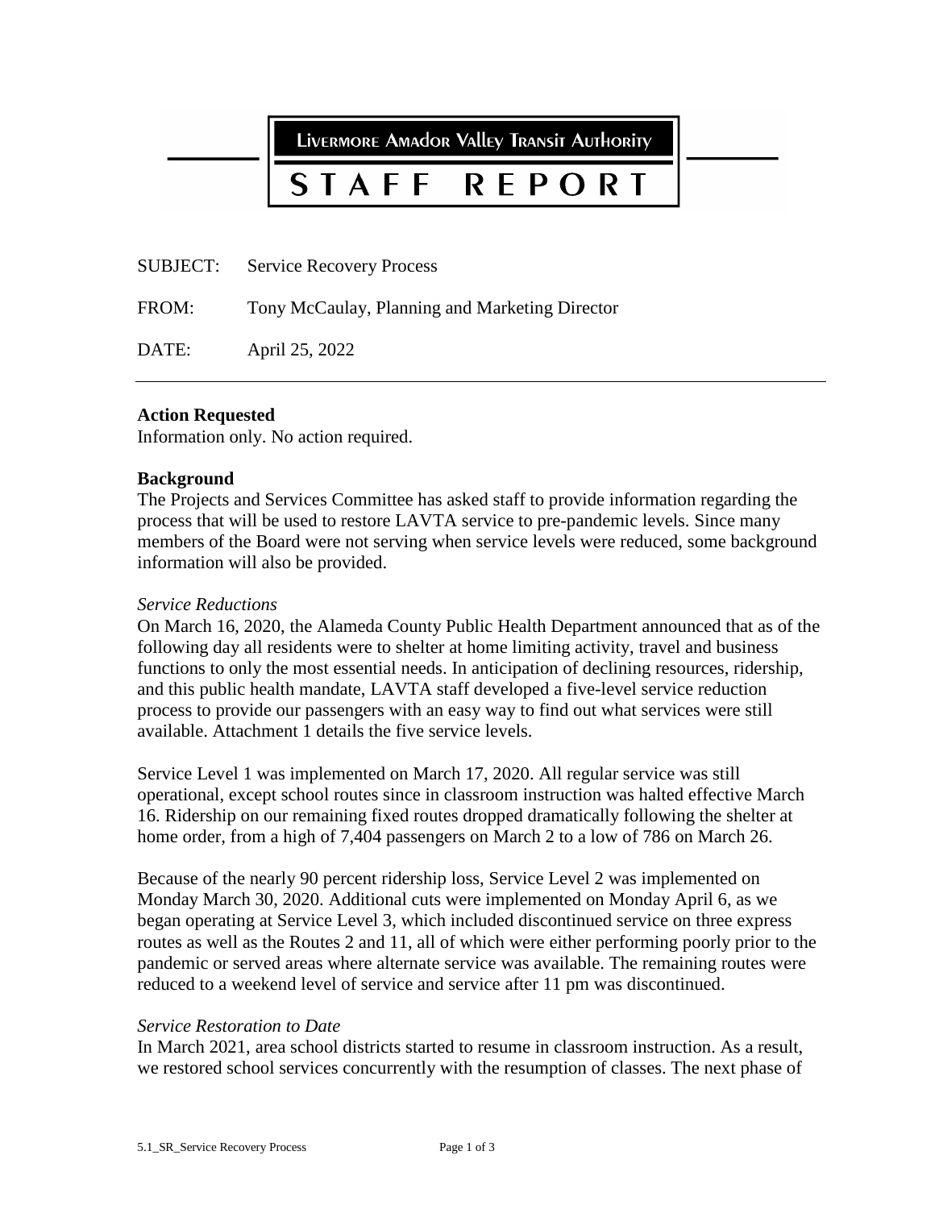# Livermore Amador Valley Transit Authority

# STAFF REPORT

SUBJECT: Service Recovery Process

FROM: Tony McCaulay, Planning and Marketing Director

DATE: April 25, 2022

---

**Action Requested**
Information only. No action required.

**Background**
The Projects and Services Committee has asked staff to provide information regarding the process that will be used to restore LAVTA service to pre-pandemic levels. Since many members of the Board were not serving when service levels were reduced, some background information will also be provided.

*Service Reductions*
On March 16, 2020, the Alameda County Public Health Department announced that as of the following day all residents were to shelter at home limiting activity, travel and business functions to only the most essential needs. In anticipation of declining resources, ridership, and this public health mandate, LAVTA staff developed a five-level service reduction process to provide our passengers with an easy way to find out what services were still available. Attachment 1 details the five service levels.

Service Level 1 was implemented on March 17, 2020. All regular service was still operational, except school routes since in classroom instruction was halted effective March 16. Ridership on our remaining fixed routes dropped dramatically following the shelter at home order, from a high of 7,404 passengers on March 2 to a low of 786 on March 26.

Because of the nearly 90 percent ridership loss, Service Level 2 was implemented on Monday March 30, 2020. Additional cuts were implemented on Monday April 6, as we began operating at Service Level 3, which included discontinued service on three express routes as well as the Routes 2 and 11, all of which were either performing poorly prior to the pandemic or served areas where alternate service was available. The remaining routes were reduced to a weekend level of service and service after 11 pm was discontinued.

*Service Restoration to Date*
In March 2021, area school districts started to resume in classroom instruction. As a result, we restored school services concurrently with the resumption of classes. The next phase of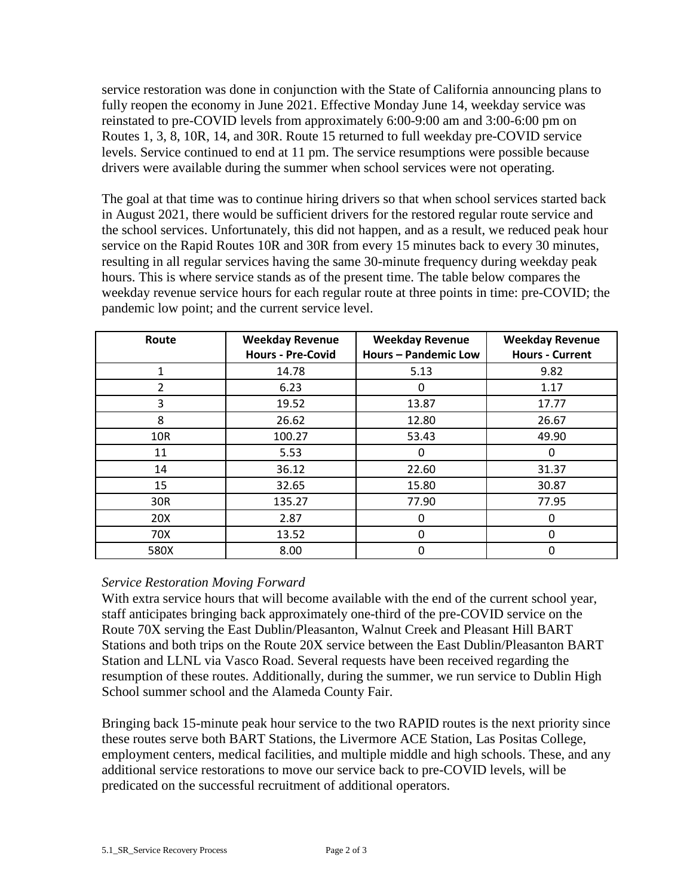service restoration was done in conjunction with the State of California announcing plans to fully reopen the economy in June 2021. Effective Monday June 14, weekday service was reinstated to pre-COVID levels from approximately 6:00-9:00 am and 3:00-6:00 pm on Routes 1, 3, 8, 10R, 14, and 30R. Route 15 returned to full weekday pre-COVID service levels. Service continued to end at 11 pm. The service resumptions were possible because drivers were available during the summer when school services were not operating.

The goal at that time was to continue hiring drivers so that when school services started back in August 2021, there would be sufficient drivers for the restored regular route service and the school services. Unfortunately, this did not happen, and as a result, we reduced peak hour service on the Rapid Routes 10R and 30R from every 15 minutes back to every 30 minutes, resulting in all regular services having the same 30-minute frequency during weekday peak hours. This is where service stands as of the present time. The table below compares the weekday revenue service hours for each regular route at three points in time: pre-COVID; the pandemic low point; and the current service level.

| Route | Weekday Revenue Hours - Pre-Covid | Weekday Revenue Hours – Pandemic Low | Weekday Revenue Hours - Current |
|---|---|---|---|
| 1 | 14.78 | 5.13 | 9.82 |
| 2 | 6.23 | 0 | 1.17 |
| 3 | 19.52 | 13.87 | 17.77 |
| 8 | 26.62 | 12.80 | 26.67 |
| 10R | 100.27 | 53.43 | 49.90 |
| 11 | 5.53 | 0 | 0 |
| 14 | 36.12 | 22.60 | 31.37 |
| 15 | 32.65 | 15.80 | 30.87 |
| 30R | 135.27 | 77.90 | 77.95 |
| 20X | 2.87 | 0 | 0 |
| 70X | 13.52 | 0 | 0 |
| 580X | 8.00 | 0 | 0 |

*Service Restoration Moving Forward*

With extra service hours that will become available with the end of the current school year, staff anticipates bringing back approximately one-third of the pre-COVID service on the Route 70X serving the East Dublin/Pleasanton, Walnut Creek and Pleasant Hill BART Stations and both trips on the Route 20X service between the East Dublin/Pleasanton BART Station and LLNL via Vasco Road. Several requests have been received regarding the resumption of these routes. Additionally, during the summer, we run service to Dublin High School summer school and the Alameda County Fair.

Bringing back 15-minute peak hour service to the two RAPID routes is the next priority since these routes serve both BART Stations, the Livermore ACE Station, Las Positas College, employment centers, medical facilities, and multiple middle and high schools. These, and any additional service restorations to move our service back to pre-COVID levels, will be predicated on the successful recruitment of additional operators.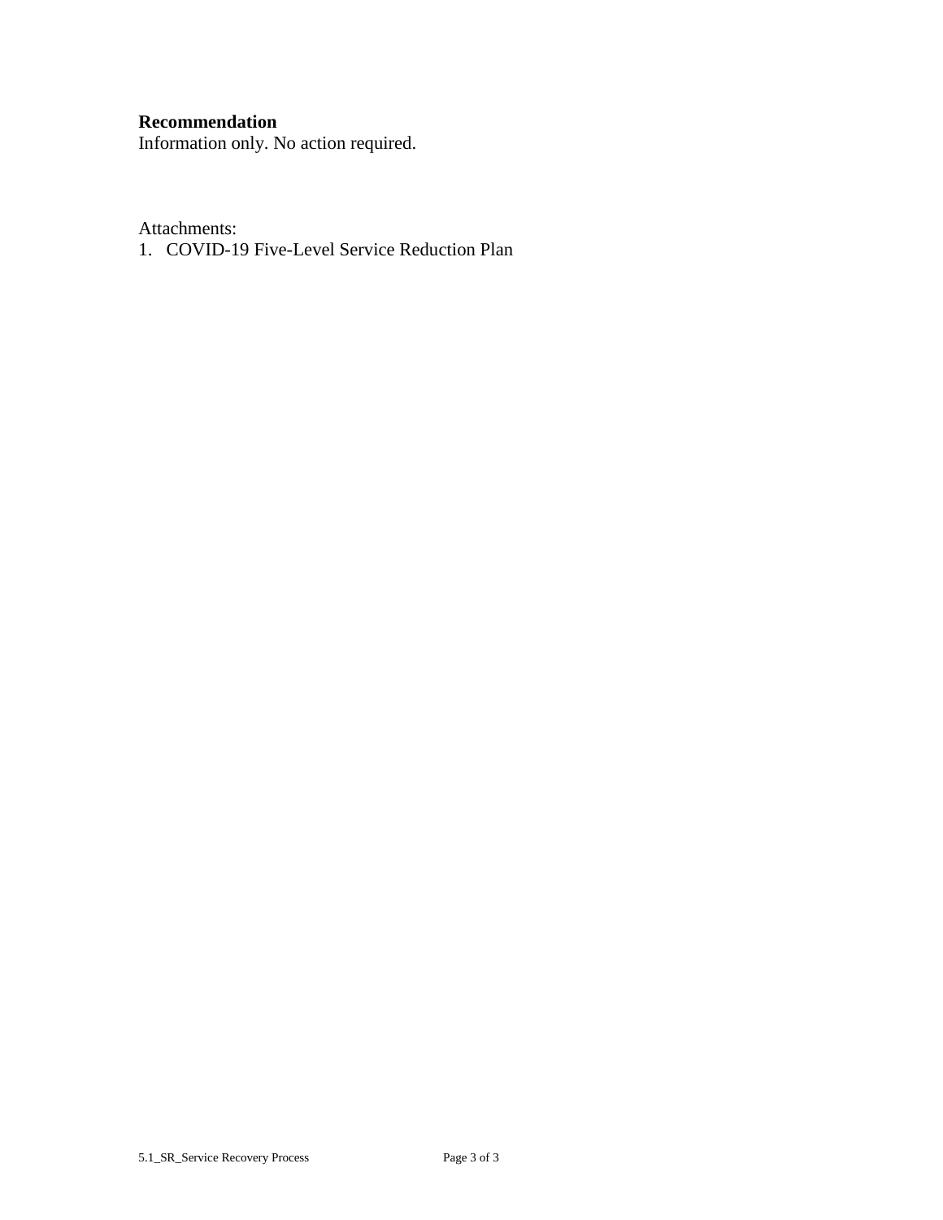**Recommendation**
Information only. No action required.

Attachments:

1. COVID-19 Five-Level Service Reduction Plan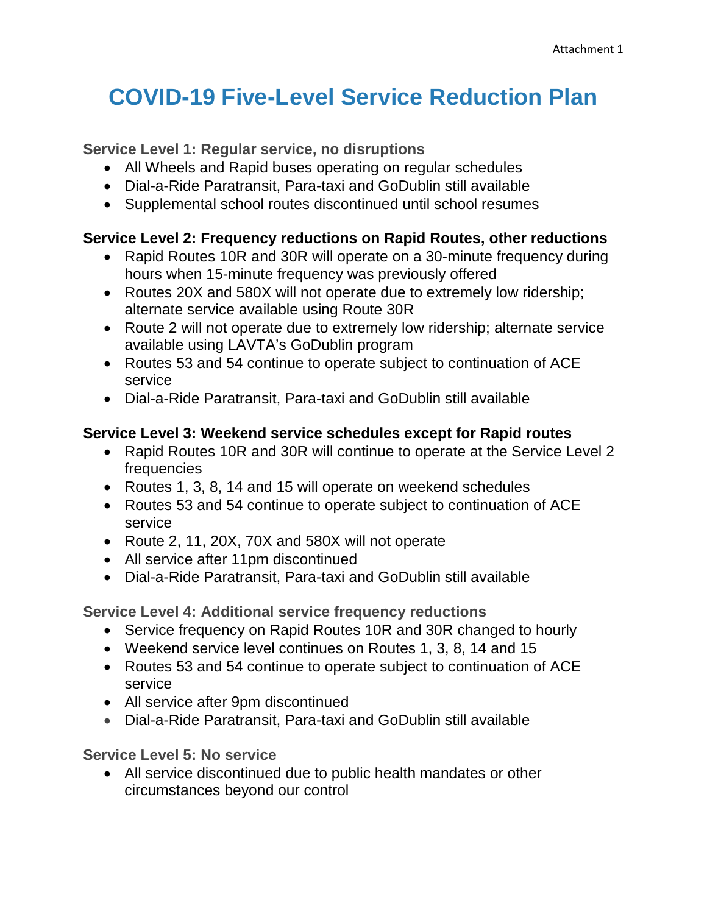Attachment 1

# COVID-19 Five-Level Service Reduction Plan

### Service Level 1: Regular service, no disruptions

- All Wheels and Rapid buses operating on regular schedules
- Dial-a-Ride Paratransit, Para-taxi and GoDublin still available
- Supplemental school routes discontinued until school resumes

### Service Level 2: Frequency reductions on Rapid Routes, other reductions

- Rapid Routes 10R and 30R will operate on a 30-minute frequency during hours when 15-minute frequency was previously offered
- Routes 20X and 580X will not operate due to extremely low ridership; alternate service available using Route 30R
- Route 2 will not operate due to extremely low ridership; alternate service available using LAVTA's GoDublin program
- Routes 53 and 54 continue to operate subject to continuation of ACE service
- Dial-a-Ride Paratransit, Para-taxi and GoDublin still available

### Service Level 3: Weekend service schedules except for Rapid routes

- Rapid Routes 10R and 30R will continue to operate at the Service Level 2 frequencies
- Routes 1, 3, 8, 14 and 15 will operate on weekend schedules
- Routes 53 and 54 continue to operate subject to continuation of ACE service
- Route 2, 11, 20X, 70X and 580X will not operate
- All service after 11pm discontinued
- Dial-a-Ride Paratransit, Para-taxi and GoDublin still available

### Service Level 4: Additional service frequency reductions

- Service frequency on Rapid Routes 10R and 30R changed to hourly
- Weekend service level continues on Routes 1, 3, 8, 14 and 15
- Routes 53 and 54 continue to operate subject to continuation of ACE service
- All service after 9pm discontinued
- Dial-a-Ride Paratransit, Para-taxi and GoDublin still available

### Service Level 5: No service

- All service discontinued due to public health mandates or other circumstances beyond our control